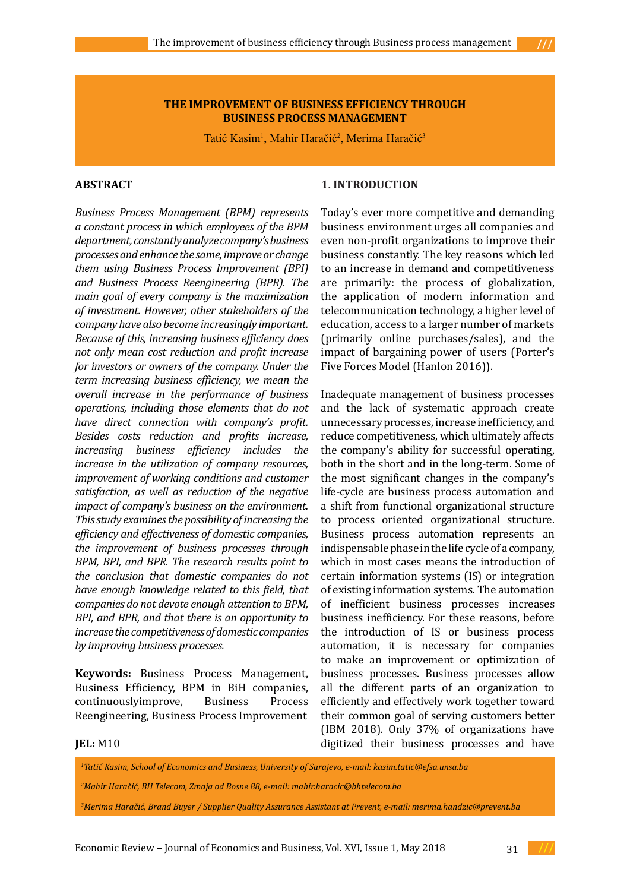# THE IMPROVEMENT OF BUSINESS EFFICIENCY THROUGH BUSINESS PROCESS MANAGEMENT

Tatić Kasim[1], Mahir Haračić[2], Merima Haračić[3]

## ABSTRACT

*Business Process Management (BPM) represents a constant process in which employees of the BPM department, constantly analyze company's business processes and enhance the same, improve or change them using Business Process Improvement (BPI) and Business Process Reengineering (BPR). The main goal of every company is the maximization of investment. However, other stakeholders of the company have also become increasingly important. Because of this, increasing business efficiency does not only mean cost reduction and profit increase for investors or owners of the company. Under the term increasing business efficiency, we mean the overall increase in the performance of business operations, including those elements that do not have direct connection with company's profit. Besides costs reduction and profits increase, increasing business efficiency includes the increase in the utilization of company resources, improvement of working conditions and customer satisfaction, as well as reduction of the negative impact of company's business on the environment. This study examines the possibility of increasing the efficiency and effectiveness of domestic companies, the improvement of business processes through BPM, BPI, and BPR. The research results point to the conclusion that domestic companies do not have enough knowledge related to this field, that companies do not devote enough attention to BPM, BPI, and BPR, and that there is an opportunity to increase the competitiveness of domestic companies by improving business processes.*

**Keywords:** Business Process Management, Business Efficiency, BPM in BiH companies, continuouslyimprove, Business Process Reengineering, Business Process Improvement

**JEL:** M10

## 1. INTRODUCTION

Today's ever more competitive and demanding business environment urges all companies and even non-profit organizations to improve their business constantly. The key reasons which led to an increase in demand and competitiveness are primarily: the process of globalization, the application of modern information and telecommunication technology, a higher level of education, access to a larger number of markets (primarily online purchases/sales), and the impact of bargaining power of users (Porter's Five Forces Model (Hanlon 2016)).

Inadequate management of business processes and the lack of systematic approach create unnecessary processes, increase inefficiency, and reduce competitiveness, which ultimately affects the company's ability for successful operating, both in the short and in the long-term. Some of the most significant changes in the company's life-cycle are business process automation and a shift from functional organizational structure to process oriented organizational structure. Business process automation represents an indispensable phase in the life cycle of a company, which in most cases means the introduction of certain information systems (IS) or integration of existing information systems. The automation of inefficient business processes increases business inefficiency. For these reasons, before the introduction of IS or business process automation, it is necessary for companies to make an improvement or optimization of business processes. Business processes allow all the different parts of an organization to efficiently and effectively work together toward their common goal of serving customers better (IBM 2018). Only 37% of organizations have digitized their business processes and have

---

[1] *Tatić Kasim, School of Economics and Business, University of Sarajevo, e-mail: kasim.tatic@efsa.unsa.ba*

[2] *Mahir Haračić, BH Telecom, Zmaja od Bosne 88, e-mail: mahir.haracic@bhtelecom.ba*

[3] *Merima Haračić, Brand Buyer / Supplier Quality Assurance Assistant at Prevent, e-mail: merima.handzic@prevent.ba*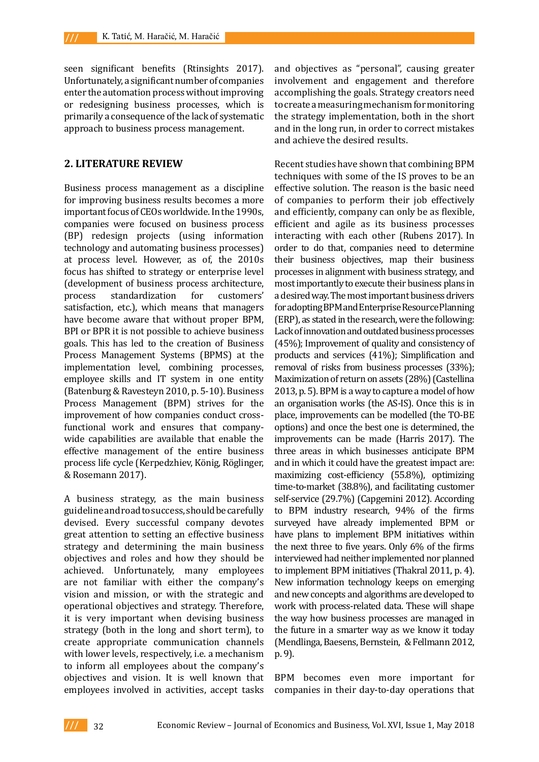seen significant benefits (Rtinsights 2017). Unfortunately, a significant number of companies enter the automation process without improving or redesigning business processes, which is primarily a consequence of the lack of systematic approach to business process management.

## 2. LITERATURE REVIEW

Business process management as a discipline for improving business results becomes a more important focus of CEOs worldwide. In the 1990s, companies were focused on business process (BP) redesign projects (using information technology and automating business processes) at process level. However, as of, the 2010s focus has shifted to strategy or enterprise level (development of business process architecture, process standardization for customers' satisfaction, etc.), which means that managers have become aware that without proper BPM, BPI or BPR it is not possible to achieve business goals. This has led to the creation of Business Process Management Systems (BPMS) at the implementation level, combining processes, employee skills and IT system in one entity (Batenburg & Ravesteyn 2010, p. 5-10). Business Process Management (BPM) strives for the improvement of how companies conduct cross-functional work and ensures that company-wide capabilities are available that enable the effective management of the entire business process life cycle (Kerpedzhiev, König, Röglinger, & Rosemann 2017).

A business strategy, as the main business guideline and road to success, should be carefully devised. Every successful company devotes great attention to setting an effective business strategy and determining the main business objectives and roles and how they should be achieved. Unfortunately, many employees are not familiar with either the company's vision and mission, or with the strategic and operational objectives and strategy. Therefore, it is very important when devising business strategy (both in the long and short term), to create appropriate communication channels with lower levels, respectively, i.e. a mechanism to inform all employees about the company's objectives and vision. It is well known that employees involved in activities, accept tasks and objectives as "personal", causing greater involvement and engagement and therefore accomplishing the goals. Strategy creators need to create a measuring mechanism for monitoring the strategy implementation, both in the short and in the long run, in order to correct mistakes and achieve the desired results.

Recent studies have shown that combining BPM techniques with some of the IS proves to be an effective solution. The reason is the basic need of companies to perform their job effectively and efficiently, company can only be as flexible, efficient and agile as its business processes interacting with each other (Rubens 2017). In order to do that, companies need to determine their business objectives, map their business processes in alignment with business strategy, and most importantly to execute their business plans in a desired way. The most important business drivers for adopting BPM and Enterprise Resource Planning (ERP), as stated in the research, were the following: Lack of innovation and outdated business processes (45%); Improvement of quality and consistency of products and services (41%); Simplification and removal of risks from business processes (33%); Maximization of return on assets (28%) (Castellina 2013, p. 5). BPM is a way to capture a model of how an organisation works (the AS-IS). Once this is in place, improvements can be modelled (the TO-BE options) and once the best one is determined, the improvements can be made (Harris 2017). The three areas in which businesses anticipate BPM and in which it could have the greatest impact are: maximizing cost-efficiency (55.8%), optimizing time-to-market (38.8%), and facilitating customer self-service (29.7%) (Capgemini 2012). According to BPM industry research, 94% of the firms surveyed have already implemented BPM or have plans to implement BPM initiatives within the next three to five years. Only 6% of the firms interviewed had neither implemented nor planned to implement BPM initiatives (Thakral 2011, p. 4). New information technology keeps on emerging and new concepts and algorithms are developed to work with process-related data. These will shape the way how business processes are managed in the future in a smarter way as we know it today (Mendlinga, Baesens, Bernstein, & Fellmann 2012, p. 9).

BPM becomes even more important for companies in their day-to-day operations that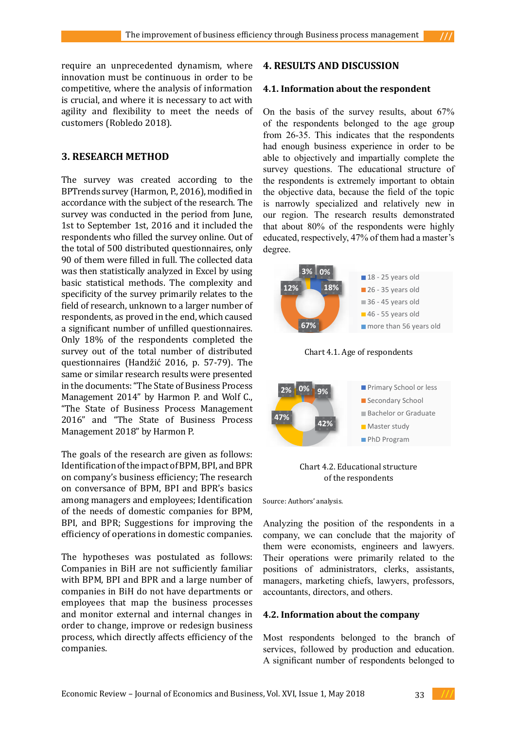require an unprecedented dynamism, where innovation must be continuous in order to be competitive, where the analysis of information is crucial, and where it is necessary to act with agility and flexibility to meet the needs of customers (Robledo 2018).

## 3. RESEARCH METHOD

The survey was created according to the BPTrends survey (Harmon, P., 2016), modified in accordance with the subject of the research. The survey was conducted in the period from June, 1st to September 1st, 2016 and it included the respondents who filled the survey online. Out of the total of 500 distributed questionnaires, only 90 of them were filled in full. The collected data was then statistically analyzed in Excel by using basic statistical methods. The complexity and specificity of the survey primarily relates to the field of research, unknown to a larger number of respondents, as proved in the end, which caused a significant number of unfilled questionnaires. Only 18% of the respondents completed the survey out of the total number of distributed questionnaires (Handžić 2016, p. 57-79). The same or similar research results were presented in the documents: "The State of Business Process Management 2014" by Harmon P. and Wolf C., "The State of Business Process Management 2016" and "The State of Business Process Management 2018" by Harmon P.

The goals of the research are given as follows: Identification of the impact of BPM, BPI, and BPR on company's business efficiency; The research on conversance of BPM, BPI and BPR's basics among managers and employees; Identification of the needs of domestic companies for BPM, BPI, and BPR; Suggestions for improving the efficiency of operations in domestic companies.

The hypotheses was postulated as follows: Companies in BiH are not sufficiently familiar with BPM, BPI and BPR and a large number of companies in BiH do not have departments or employees that map the business processes and monitor external and internal changes in order to change, improve or redesign business process, which directly affects efficiency of the companies.

## 4. RESULTS AND DISCUSSION

### 4.1. Information about the respondent

On the basis of the survey results, about 67% of the respondents belonged to the age group from 26-35. This indicates that the respondents had enough business experience in order to be able to objectively and impartially complete the survey questions. The educational structure of the respondents is extremely important to obtain the objective data, because the field of the topic is narrowly specialized and relatively new in our region. The research results demonstrated that about 80% of the respondents were highly educated, respectively, 47% of them had a master's degree.

| Age of respondents | % |
|---|---|
| 18 - 25 years old | 18% |
| 26 - 35 years old | 67% |
| 36 - 45 years old | 12% |
| 46 - 55 years old | 3% |
| more than 56 years old | 0% |

Chart 4.1. Age of respondents

| Educational structure | % |
|---|---|
| Primary School or less | 0% |
| Secondary School | 2% |
| Bachelor or Graduate | 42% |
| Master study | 47% |
| PhD Program | 9% |

Chart 4.2. Educational structure of the respondents

Source: Authors' analysis.

Analyzing the position of the respondents in a company, we can conclude that the majority of them were economists, engineers and lawyers. Their operations were primarily related to the positions of administrators, clerks, assistants, managers, marketing chiefs, lawyers, professors, accountants, directors, and others.

### 4.2. Information about the company

Most respondents belonged to the branch of services, followed by production and education. A significant number of respondents belonged to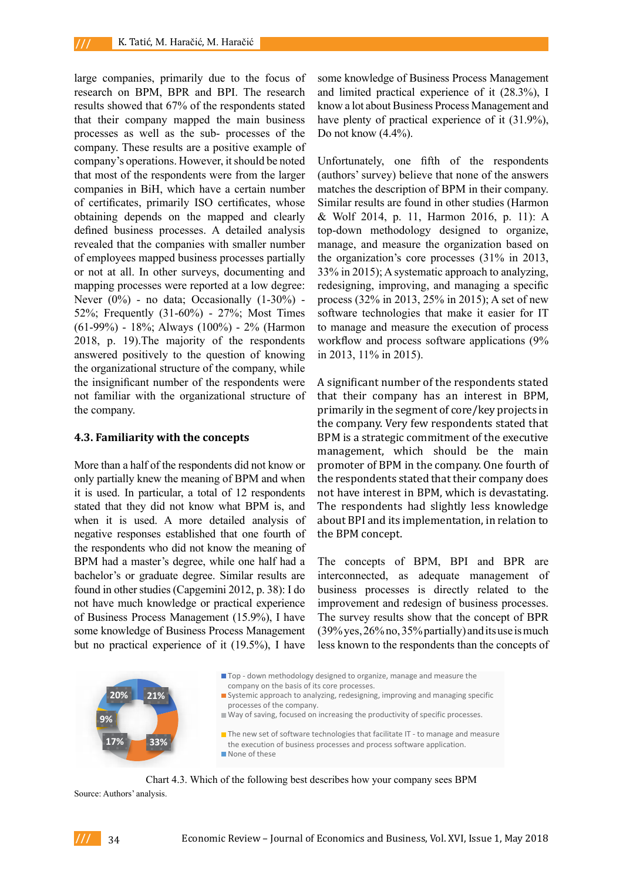large companies, primarily due to the focus of research on BPM, BPR and BPI. The research results showed that 67% of the respondents stated that their company mapped the main business processes as well as the sub- processes of the company. These results are a positive example of company's operations. However, it should be noted that most of the respondents were from the larger companies in BiH, which have a certain number of certificates, primarily ISO certificates, whose obtaining depends on the mapped and clearly defined business processes. A detailed analysis revealed that the companies with smaller number of employees mapped business processes partially or not at all. In other surveys, documenting and mapping processes were reported at a low degree: Never (0%) - no data; Occasionally (1-30%) - 52%; Frequently (31-60%) - 27%; Most Times (61-99%) - 18%; Always (100%) - 2% (Harmon 2018, p. 19).The majority of the respondents answered positively to the question of knowing the organizational structure of the company, while the insignificant number of the respondents were not familiar with the organizational structure of the company.

### 4.3. Familiarity with the concepts

More than a half of the respondents did not know or only partially knew the meaning of BPM and when it is used. In particular, a total of 12 respondents stated that they did not know what BPM is, and when it is used. A more detailed analysis of negative responses established that one fourth of the respondents who did not know the meaning of BPM had a master's degree, while one half had a bachelor's or graduate degree. Similar results are found in other studies (Capgemini 2012, p. 38): I do not have much knowledge or practical experience of Business Process Management (15.9%), I have some knowledge of Business Process Management but no practical experience of it (19.5%), I have some knowledge of Business Process Management and limited practical experience of it (28.3%), I know a lot about Business Process Management and have plenty of practical experience of it (31.9%), Do not know (4.4%).

Unfortunately, one fifth of the respondents (authors' survey) believe that none of the answers matches the description of BPM in their company. Similar results are found in other studies (Harmon & Wolf 2014, p. 11, Harmon 2016, p. 11): A top-down methodology designed to organize, manage, and measure the organization based on the organization's core processes (31% in 2013, 33% in 2015); A systematic approach to analyzing, redesigning, improving, and managing a specific process (32% in 2013, 25% in 2015); A set of new software technologies that make it easier for IT to manage and measure the execution of process workflow and process software applications (9% in 2013, 11% in 2015).

A significant number of the respondents stated that their company has an interest in BPM, primarily in the segment of core/key projects in the company. Very few respondents stated that BPM is a strategic commitment of the executive management, which should be the main promoter of BPM in the company. One fourth of the respondents stated that their company does not have interest in BPM, which is devastating. The respondents had slightly less knowledge about BPI and its implementation, in relation to the BPM concept.

The concepts of BPM, BPI and BPR are interconnected, as adequate management of business processes is directly related to the improvement and redesign of business processes. The survey results show that the concept of BPR (39% yes, 26% no, 35% partially) and its use is much less known to the respondents than the concepts of

| Description | Share |
|---|---|
| Top - down methodology designed to organize, manage and measure the company on the basis of its core processes. | 21% |
| Systemic approach to analyzing, redesigning, improving and managing specific processes of the company. | 33% |
| Way of saving, focused on increasing the productivity of specific processes. | 17% |
| The new set of software technologies that facilitate IT - to manage and measure the execution of business processes and process software application. | 9% |
| None of these | 20% |

Chart 4.3. Which of the following best describes how your company sees BPM

Source: Authors' analysis.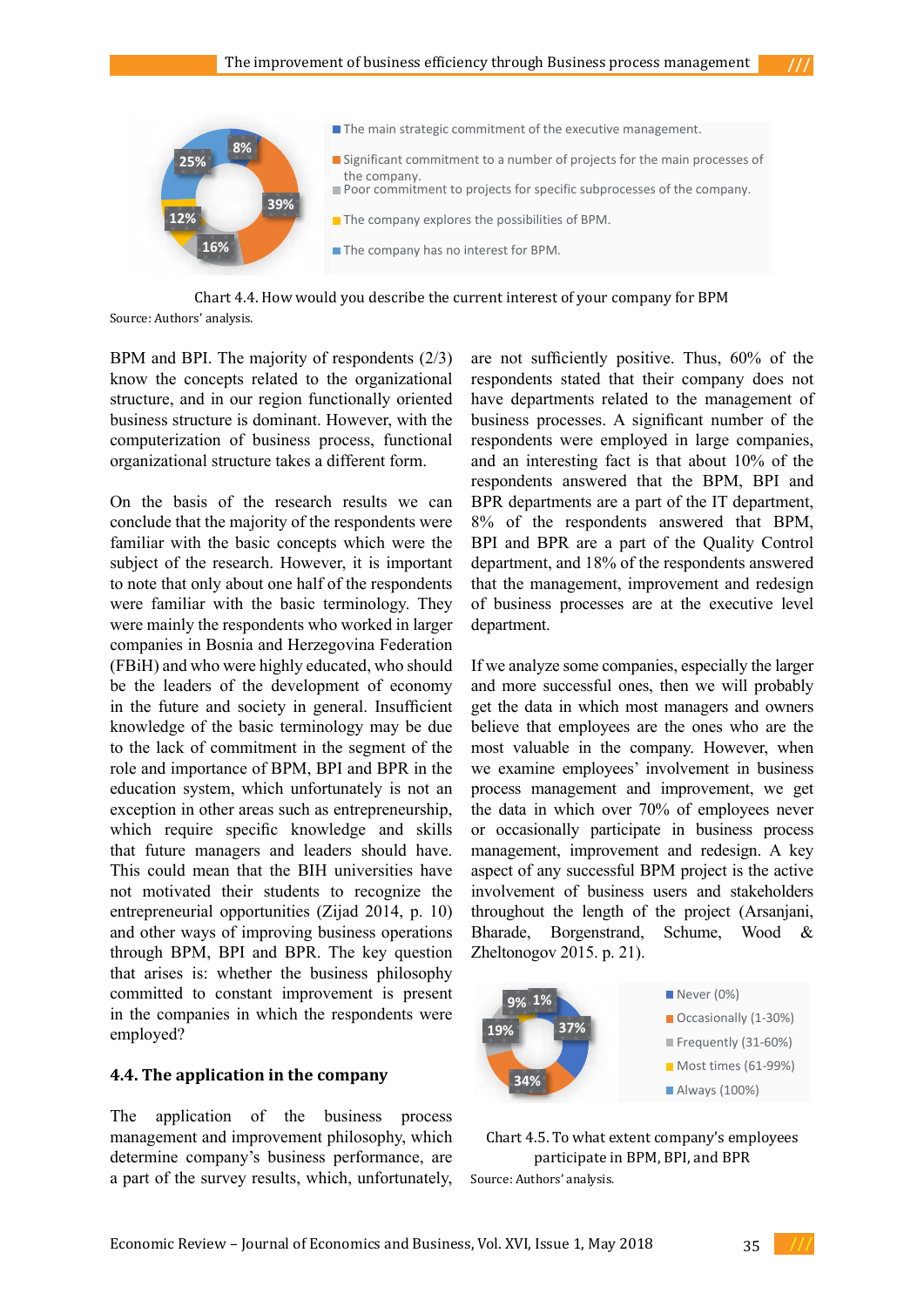Chart 4.4. How would you describe the current interest of your company for BPM

Source: Authors' analysis.

BPM and BPI. The majority of respondents (2/3) know the concepts related to the organizational structure, and in our region functionally oriented business structure is dominant. However, with the computerization of business process, functional organizational structure takes a different form.

On the basis of the research results we can conclude that the majority of the respondents were familiar with the basic concepts which were the subject of the research. However, it is important to note that only about one half of the respondents were familiar with the basic terminology. They were mainly the respondents who worked in larger companies in Bosnia and Herzegovina Federation (FBiH) and who were highly educated, who should be the leaders of the development of economy in the future and society in general. Insufficient knowledge of the basic terminology may be due to the lack of commitment in the segment of the role and importance of BPM, BPI and BPR in the education system, which unfortunately is not an exception in other areas such as entrepreneurship, which require specific knowledge and skills that future managers and leaders should have. This could mean that the BIH universities have not motivated their students to recognize the entrepreneurial opportunities (Zijad 2014, p. 10) and other ways of improving business operations through BPM, BPI and BPR. The key question that arises is: whether the business philosophy committed to constant improvement is present in the companies in which the respondents were employed?

## 4.4. The application in the company

The application of the business process management and improvement philosophy, which determine company's business performance, are a part of the survey results, which, unfortunately, are not sufficiently positive. Thus, 60% of the respondents stated that their company does not have departments related to the management of business processes. A significant number of the respondents were employed in large companies, and an interesting fact is that about 10% of the respondents answered that the BPM, BPI and BPR departments are a part of the IT department, 8% of the respondents answered that BPM, BPI and BPR are a part of the Quality Control department, and 18% of the respondents answered that the management, improvement and redesign of business processes are at the executive level department.

If we analyze some companies, especially the larger and more successful ones, then we will probably get the data in which most managers and owners believe that employees are the ones who are the most valuable in the company. However, when we examine employees' involvement in business process management and improvement, we get the data in which over 70% of employees never or occasionally participate in business process management, improvement and redesign. A key aspect of any successful BPM project is the active involvement of business users and stakeholders throughout the length of the project (Arsanjani, Bharade, Borgenstrand, Schume, Wood & Zheltonogov 2015. p. 21).

Chart 4.5. To what extent company's employees participate in BPM, BPI, and BPR

Source: Authors' analysis.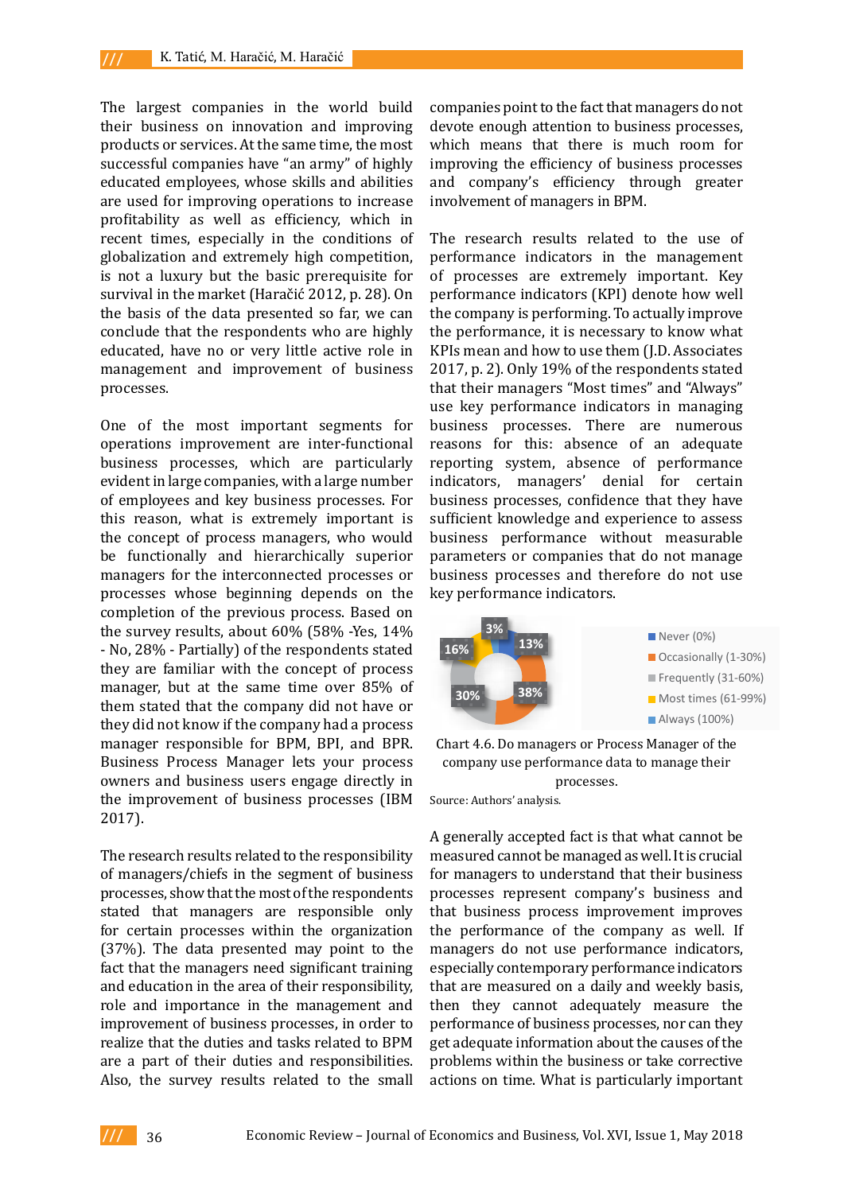The largest companies in the world build their business on innovation and improving products or services. At the same time, the most successful companies have "an army" of highly educated employees, whose skills and abilities are used for improving operations to increase profitability as well as efficiency, which in recent times, especially in the conditions of globalization and extremely high competition, is not a luxury but the basic prerequisite for survival in the market (Haračić 2012, p. 28). On the basis of the data presented so far, we can conclude that the respondents who are highly educated, have no or very little active role in management and improvement of business processes.

One of the most important segments for operations improvement are inter-functional business processes, which are particularly evident in large companies, with a large number of employees and key business processes. For this reason, what is extremely important is the concept of process managers, who would be functionally and hierarchically superior managers for the interconnected processes or processes whose beginning depends on the completion of the previous process. Based on the survey results, about 60% (58% -Yes, 14% - No, 28% - Partially) of the respondents stated they are familiar with the concept of process manager, but at the same time over 85% of them stated that the company did not have or they did not know if the company had a process manager responsible for BPM, BPI, and BPR. Business Process Manager lets your process owners and business users engage directly in the improvement of business processes (IBM 2017).

The research results related to the responsibility of managers/chiefs in the segment of business processes, show that the most of the respondents stated that managers are responsible only for certain processes within the organization (37%). The data presented may point to the fact that the managers need significant training and education in the area of their responsibility, role and importance in the management and improvement of business processes, in order to realize that the duties and tasks related to BPM are a part of their duties and responsibilities. Also, the survey results related to the small companies point to the fact that managers do not devote enough attention to business processes, which means that there is much room for improving the efficiency of business processes and company's efficiency through greater involvement of managers in BPM.

The research results related to the use of performance indicators in the management of processes are extremely important. Key performance indicators (KPI) denote how well the company is performing. To actually improve the performance, it is necessary to know what KPIs mean and how to use them (J.D. Associates 2017, p. 2). Only 19% of the respondents stated that their managers "Most times" and "Always" use key performance indicators in managing business processes. There are numerous reasons for this: absence of an adequate reporting system, absence of performance indicators, managers' denial for certain business processes, confidence that they have sufficient knowledge and experience to assess business performance without measurable parameters or companies that do not manage business processes and therefore do not use key performance indicators.

| Category | Share |
|---|---|
| Never (0%) | – |
| Occasionally (1-30%) | 38% |
| Frequently (31-60%) | 30% |
| Most times (61-99%) | 16% |
| Always (100%) | 3% / 13% |

Chart 4.6. Do managers or Process Manager of the company use performance data to manage their processes.

Source: Authors' analysis.

A generally accepted fact is that what cannot be measured cannot be managed as well. It is crucial for managers to understand that their business processes represent company's business and that business process improvement improves the performance of the company as well. If managers do not use performance indicators, especially contemporary performance indicators that are measured on a daily and weekly basis, then they cannot adequately measure the performance of business processes, nor can they get adequate information about the causes of the problems within the business or take corrective actions on time. What is particularly important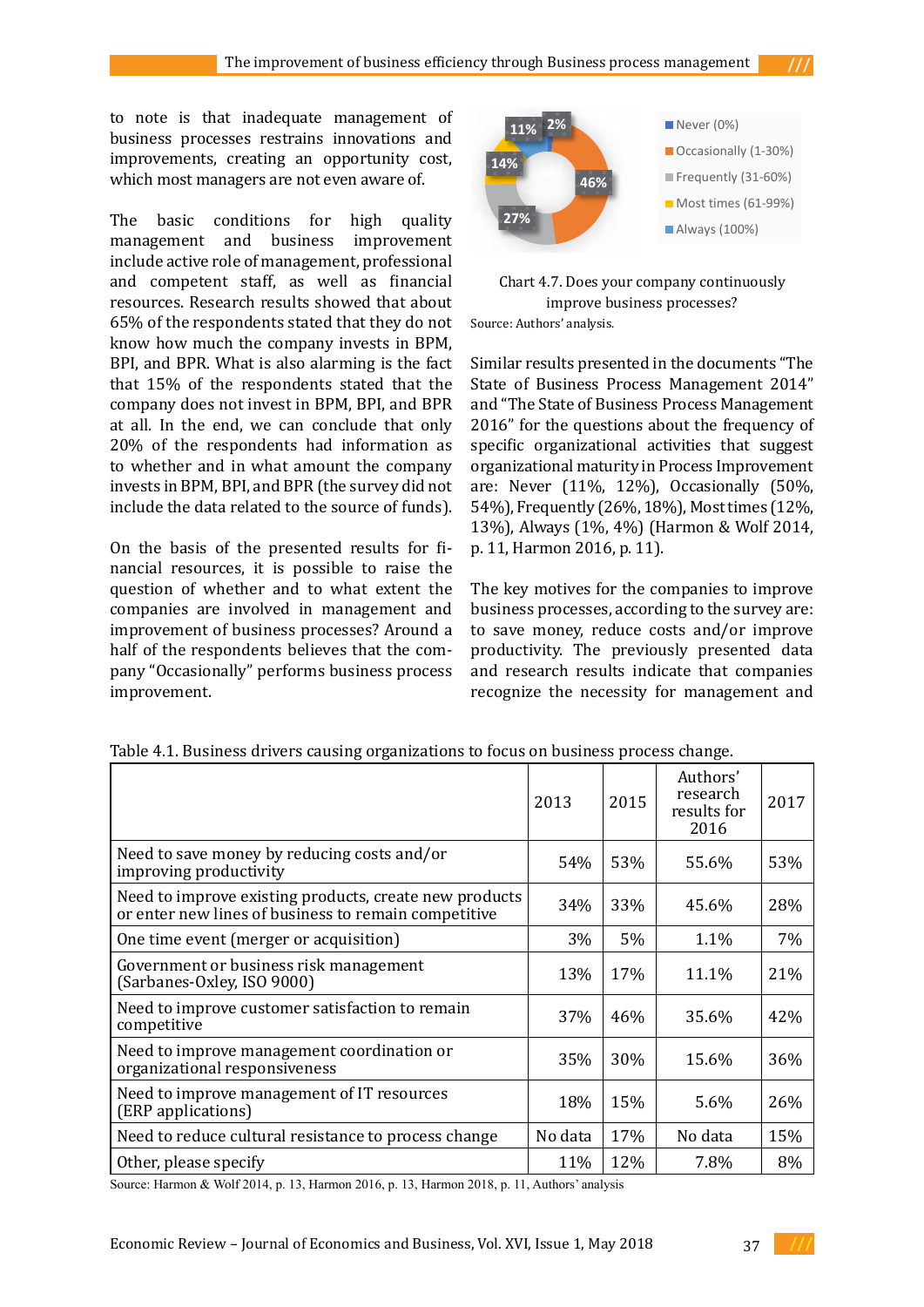to note is that inadequate management of business processes restrains innovations and improvements, creating an opportunity cost, which most managers are not even aware of.

The basic conditions for high quality management and business improvement include active role of management, professional and competent staff, as well as financial resources. Research results showed that about 65% of the respondents stated that they do not know how much the company invests in BPM, BPI, and BPR. What is also alarming is the fact that 15% of the respondents stated that the company does not invest in BPM, BPI, and BPR at all. In the end, we can conclude that only 20% of the respondents had information as to whether and in what amount the company invests in BPM, BPI, and BPR (the survey did not include the data related to the source of funds).

On the basis of the presented results for financial resources, it is possible to raise the question of whether and to what extent the companies are involved in management and improvement of business processes? Around a half of the respondents believes that the company "Occasionally" performs business process improvement.

Chart 4.7. Does your company continuously improve business processes?

Source: Authors' analysis.

Similar results presented in the documents "The State of Business Process Management 2014" and "The State of Business Process Management 2016" for the questions about the frequency of specific organizational activities that suggest organizational maturity in Process Improvement are: Never (11%, 12%), Occasionally (50%, 54%), Frequently (26%, 18%), Most times (12%, 13%), Always (1%, 4%) (Harmon & Wolf 2014, p. 11, Harmon 2016, p. 11).

The key motives for the companies to improve business processes, according to the survey are: to save money, reduce costs and/or improve productivity. The previously presented data and research results indicate that companies recognize the necessity for management and

Table 4.1. Business drivers causing organizations to focus on business process change.

| | 2013 | 2015 | Authors' research results for 2016 | 2017 |
|---|---|---|---|---|
| Need to save money by reducing costs and/or improving productivity | 54% | 53% | 55.6% | 53% |
| Need to improve existing products, create new products or enter new lines of business to remain competitive | 34% | 33% | 45.6% | 28% |
| One time event (merger or acquisition) | 3% | 5% | 1.1% | 7% |
| Government or business risk management (Sarbanes-Oxley, ISO 9000) | 13% | 17% | 11.1% | 21% |
| Need to improve customer satisfaction to remain competitive | 37% | 46% | 35.6% | 42% |
| Need to improve management coordination or organizational responsiveness | 35% | 30% | 15.6% | 36% |
| Need to improve management of IT resources (ERP applications) | 18% | 15% | 5.6% | 26% |
| Need to reduce cultural resistance to process change | No data | 17% | No data | 15% |
| Other, please specify | 11% | 12% | 7.8% | 8% |

Source: Harmon & Wolf 2014, p. 13, Harmon 2016, p. 13, Harmon 2018, p. 11, Authors' analysis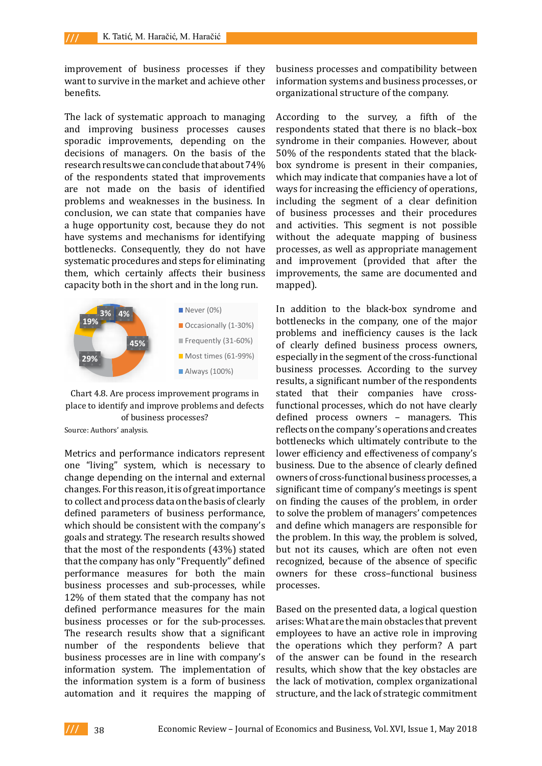improvement of business processes if they want to survive in the market and achieve other benefits.

The lack of systematic approach to managing and improving business processes causes sporadic improvements, depending on the decisions of managers. On the basis of the research results we can conclude that about 74% of the respondents stated that improvements are not made on the basis of identified problems and weaknesses in the business. In conclusion, we can state that companies have a huge opportunity cost, because they do not have systems and mechanisms for identifying bottlenecks. Consequently, they do not have systematic procedures and steps for eliminating them, which certainly affects their business capacity both in the short and in the long run.

| Category | Share |
|---|---|
| Never (0%) | 3% |
| Occasionally (1-30%) | 45% |
| Frequently (31-60%) | 29% |
| Most times (61-99%) | 19% |
| Always (100%) | 4% |

Chart 4.8. Are process improvement programs in place to identify and improve problems and defects of business processes?

Source: Authors' analysis.

Metrics and performance indicators represent one "living" system, which is necessary to change depending on the internal and external changes. For this reason, it is of great importance to collect and process data on the basis of clearly defined parameters of business performance, which should be consistent with the company's goals and strategy. The research results showed that the most of the respondents (43%) stated that the company has only "Frequently" defined performance measures for both the main business processes and sub-processes, while 12% of them stated that the company has not defined performance measures for the main business processes or for the sub-processes. The research results show that a significant number of the respondents believe that business processes are in line with company's information system. The implementation of the information system is a form of business automation and it requires the mapping of business processes and compatibility between information systems and business processes, or organizational structure of the company.

According to the survey, a fifth of the respondents stated that there is no black–box syndrome in their companies. However, about 50% of the respondents stated that the black-box syndrome is present in their companies, which may indicate that companies have a lot of ways for increasing the efficiency of operations, including the segment of a clear definition of business processes and their procedures and activities. This segment is not possible without the adequate mapping of business processes, as well as appropriate management and improvement (provided that after the improvements, the same are documented and mapped).

In addition to the black-box syndrome and bottlenecks in the company, one of the major problems and inefficiency causes is the lack of clearly defined business process owners, especially in the segment of the cross-functional business processes. According to the survey results, a significant number of the respondents stated that their companies have cross-functional processes, which do not have clearly defined process owners – managers. This reflects on the company's operations and creates bottlenecks which ultimately contribute to the lower efficiency and effectiveness of company's business. Due to the absence of clearly defined owners of cross-functional business processes, a significant time of company's meetings is spent on finding the causes of the problem, in order to solve the problem of managers' competences and define which managers are responsible for the problem. In this way, the problem is solved, but not its causes, which are often not even recognized, because of the absence of specific owners for these cross–functional business processes.

Based on the presented data, a logical question arises: What are the main obstacles that prevent employees to have an active role in improving the operations which they perform? A part of the answer can be found in the research results, which show that the key obstacles are the lack of motivation, complex organizational structure, and the lack of strategic commitment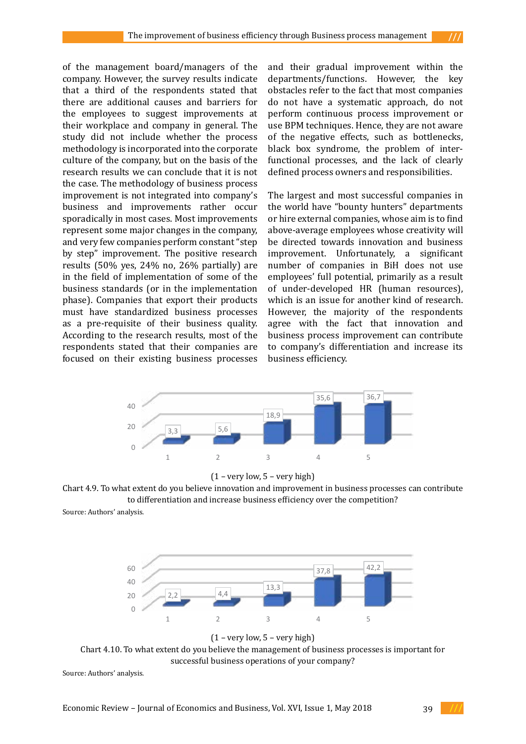of the management board/managers of the company. However, the survey results indicate that a third of the respondents stated that there are additional causes and barriers for the employees to suggest improvements at their workplace and company in general. The study did not include whether the process methodology is incorporated into the corporate culture of the company, but on the basis of the research results we can conclude that it is not the case. The methodology of business process improvement is not integrated into company's business and improvements rather occur sporadically in most cases. Most improvements represent some major changes in the company, and very few companies perform constant "step by step" improvement. The positive research results (50% yes, 24% no, 26% partially) are in the field of implementation of some of the business standards (or in the implementation phase). Companies that export their products must have standardized business processes as a pre-requisite of their business quality. According to the research results, most of the respondents stated that their companies are focused on their existing business processes and their gradual improvement within the departments/functions. However, the key obstacles refer to the fact that most companies do not have a systematic approach, do not perform continuous process improvement or use BPM techniques. Hence, they are not aware of the negative effects, such as bottlenecks, black box syndrome, the problem of inter-functional processes, and the lack of clearly defined process owners and responsibilities.

The largest and most successful companies in the world have "bounty hunters" departments or hire external companies, whose aim is to find above-average employees whose creativity will be directed towards innovation and business improvement. Unfortunately, a significant number of companies in BiH does not use employees' full potential, primarily as a result of under-developed HR (human resources), which is an issue for another kind of research. However, the majority of the respondents agree with the fact that innovation and business process improvement can contribute to company's differentiation and increase its business efficiency.

| | 1 | 2 | 3 | 4 | 5 |
|---|---|---|---|---|---|
| % | 3,3 | 5,6 | 18,9 | 35,6 | 36,7 |

(1 – very low, 5 – very high)

Chart 4.9. To what extent do you believe innovation and improvement in business processes can contribute to differentiation and increase business efficiency over the competition?

Source: Authors' analysis.

| | 1 | 2 | 3 | 4 | 5 |
|---|---|---|---|---|---|
| % | 2,2 | 4,4 | 13,3 | 37,8 | 42,2 |

(1 – very low, 5 – very high)

Chart 4.10. To what extent do you believe the management of business processes is important for successful business operations of your company?

Source: Authors' analysis.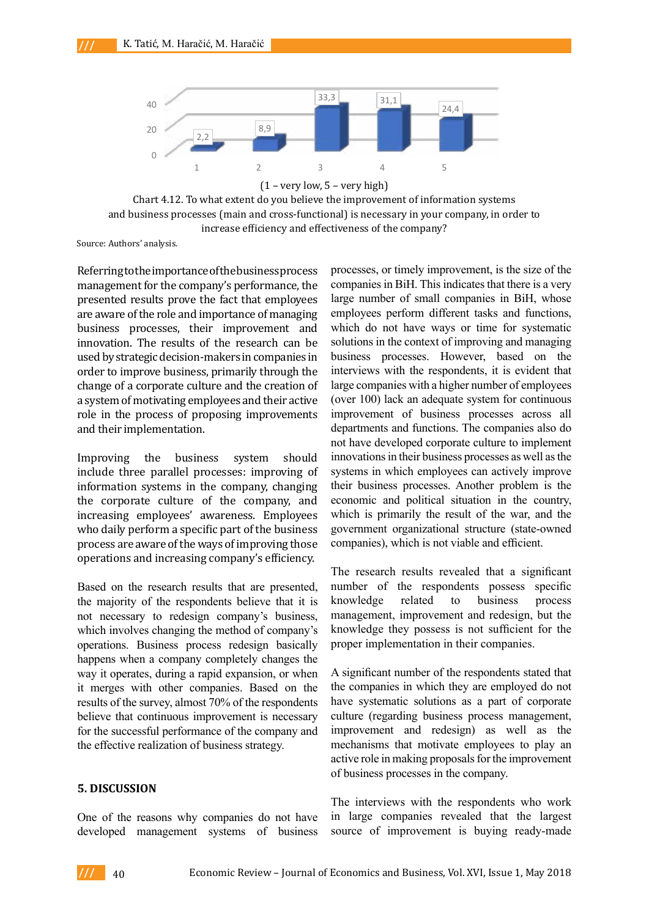(1 – very low, 5 – very high)

Chart 4.12. To what extent do you believe the improvement of information systems and business processes (main and cross-functional) is necessary in your company, in order to increase efficiency and effectiveness of the company?

| 1 | 2 | 3 | 4 | 5 |
|---|---|---|---|---|
| 2,2 | 8,9 | 33,3 | 31,1 | 24,4 |

Source: Authors' analysis.

Referring to the importance of the business process management for the company's performance, the presented results prove the fact that employees are aware of the role and importance of managing business processes, their improvement and innovation. The results of the research can be used by strategic decision-makers in companies in order to improve business, primarily through the change of a corporate culture and the creation of a system of motivating employees and their active role in the process of proposing improvements and their implementation.

Improving the business system should include three parallel processes: improving of information systems in the company, changing the corporate culture of the company, and increasing employees' awareness. Employees who daily perform a specific part of the business process are aware of the ways of improving those operations and increasing company's efficiency.

Based on the research results that are presented, the majority of the respondents believe that it is not necessary to redesign company's business, which involves changing the method of company's operations. Business process redesign basically happens when a company completely changes the way it operates, during a rapid expansion, or when it merges with other companies. Based on the results of the survey, almost 70% of the respondents believe that continuous improvement is necessary for the successful performance of the company and the effective realization of business strategy.

## 5. DISCUSSION

One of the reasons why companies do not have developed management systems of business processes, or timely improvement, is the size of the companies in BiH. This indicates that there is a very large number of small companies in BiH, whose employees perform different tasks and functions, which do not have ways or time for systematic solutions in the context of improving and managing business processes. However, based on the interviews with the respondents, it is evident that large companies with a higher number of employees (over 100) lack an adequate system for continuous improvement of business processes across all departments and functions. The companies also do not have developed corporate culture to implement innovations in their business processes as well as the systems in which employees can actively improve their business processes. Another problem is the economic and political situation in the country, which is primarily the result of the war, and the government organizational structure (state-owned companies), which is not viable and efficient.

The research results revealed that a significant number of the respondents possess specific knowledge related to business process management, improvement and redesign, but the knowledge they possess is not sufficient for the proper implementation in their companies.

A significant number of the respondents stated that the companies in which they are employed do not have systematic solutions as a part of corporate culture (regarding business process management, improvement and redesign) as well as the mechanisms that motivate employees to play an active role in making proposals for the improvement of business processes in the company.

The interviews with the respondents who work in large companies revealed that the largest source of improvement is buying ready-made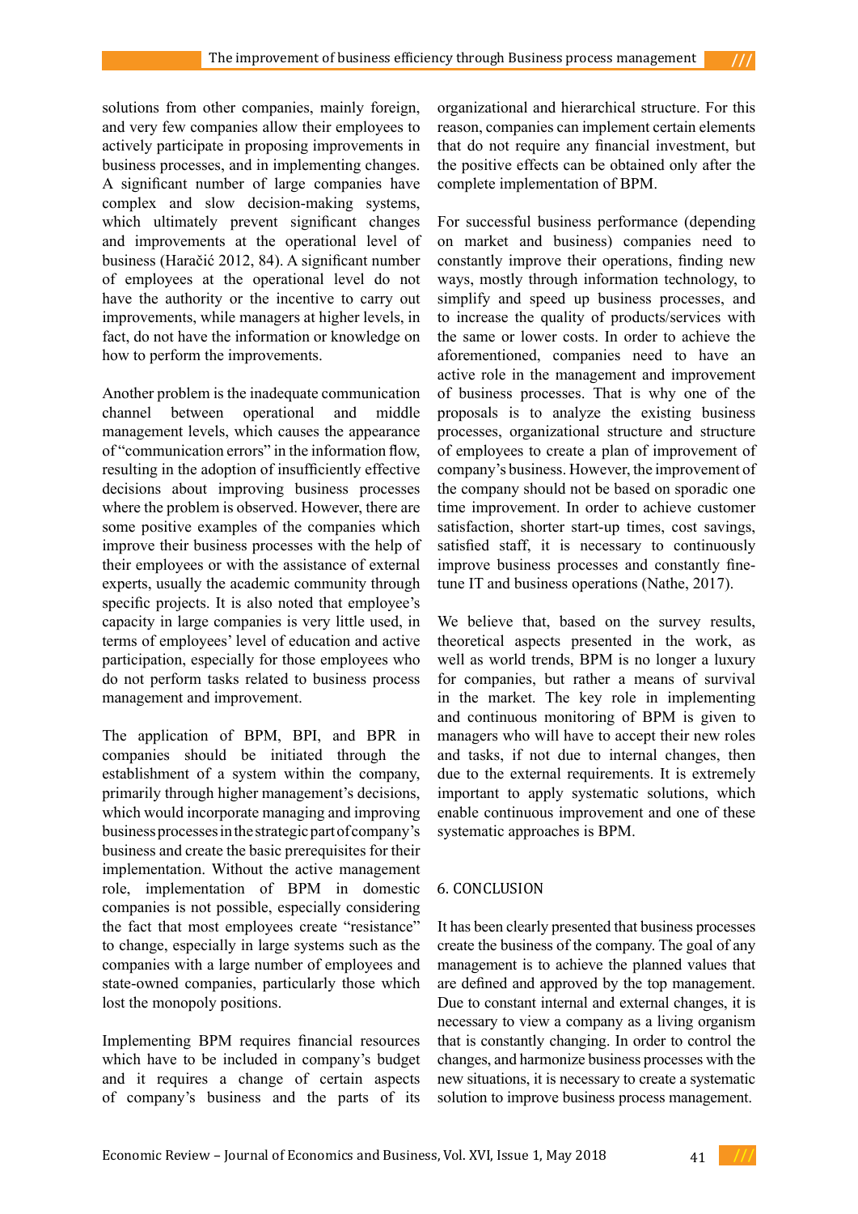solutions from other companies, mainly foreign, and very few companies allow their employees to actively participate in proposing improvements in business processes, and in implementing changes. A significant number of large companies have complex and slow decision-making systems, which ultimately prevent significant changes and improvements at the operational level of business (Haračić 2012, 84). A significant number of employees at the operational level do not have the authority or the incentive to carry out improvements, while managers at higher levels, in fact, do not have the information or knowledge on how to perform the improvements.

Another problem is the inadequate communication channel between operational and middle management levels, which causes the appearance of "communication errors" in the information flow, resulting in the adoption of insufficiently effective decisions about improving business processes where the problem is observed. However, there are some positive examples of the companies which improve their business processes with the help of their employees or with the assistance of external experts, usually the academic community through specific projects. It is also noted that employee's capacity in large companies is very little used, in terms of employees' level of education and active participation, especially for those employees who do not perform tasks related to business process management and improvement.

The application of BPM, BPI, and BPR in companies should be initiated through the establishment of a system within the company, primarily through higher management's decisions, which would incorporate managing and improving business processes in the strategic part of company's business and create the basic prerequisites for their implementation. Without the active management role, implementation of BPM in domestic companies is not possible, especially considering the fact that most employees create "resistance" to change, especially in large systems such as the companies with a large number of employees and state-owned companies, particularly those which lost the monopoly positions.

Implementing BPM requires financial resources which have to be included in company's budget and it requires a change of certain aspects of company's business and the parts of its organizational and hierarchical structure. For this reason, companies can implement certain elements that do not require any financial investment, but the positive effects can be obtained only after the complete implementation of BPM.

For successful business performance (depending on market and business) companies need to constantly improve their operations, finding new ways, mostly through information technology, to simplify and speed up business processes, and to increase the quality of products/services with the same or lower costs. In order to achieve the aforementioned, companies need to have an active role in the management and improvement of business processes. That is why one of the proposals is to analyze the existing business processes, organizational structure and structure of employees to create a plan of improvement of company's business. However, the improvement of the company should not be based on sporadic one time improvement. In order to achieve customer satisfaction, shorter start-up times, cost savings, satisfied staff, it is necessary to continuously improve business processes and constantly fine-tune IT and business operations (Nathe, 2017).

We believe that, based on the survey results, theoretical aspects presented in the work, as well as world trends, BPM is no longer a luxury for companies, but rather a means of survival in the market. The key role in implementing and continuous monitoring of BPM is given to managers who will have to accept their new roles and tasks, if not due to internal changes, then due to the external requirements. It is extremely important to apply systematic solutions, which enable continuous improvement and one of these systematic approaches is BPM.

## 6. CONCLUSION

It has been clearly presented that business processes create the business of the company. The goal of any management is to achieve the planned values that are defined and approved by the top management. Due to constant internal and external changes, it is necessary to view a company as a living organism that is constantly changing. In order to control the changes, and harmonize business processes with the new situations, it is necessary to create a systematic solution to improve business process management.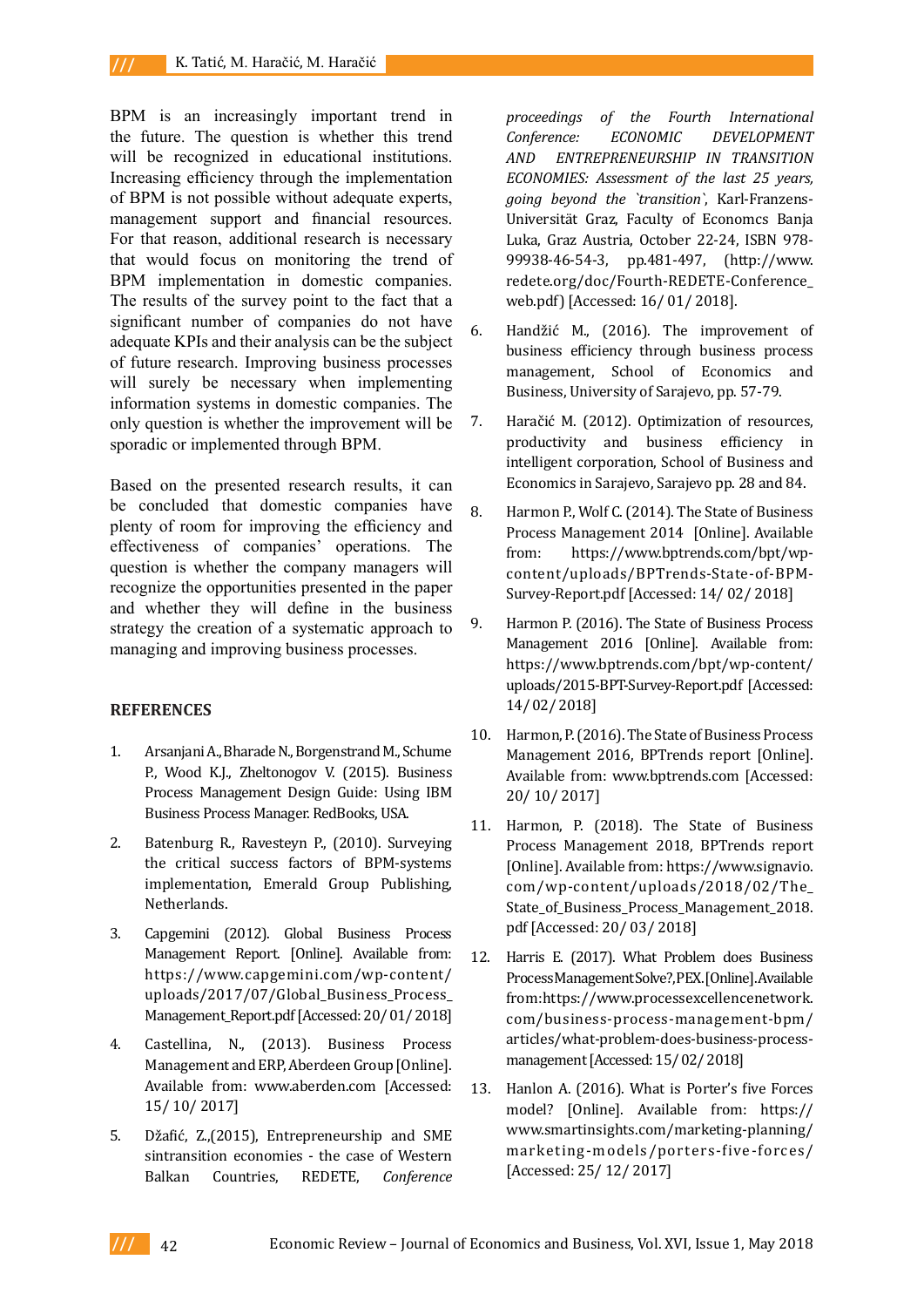BPM is an increasingly important trend in the future. The question is whether this trend will be recognized in educational institutions. Increasing efficiency through the implementation of BPM is not possible without adequate experts, management support and financial resources. For that reason, additional research is necessary that would focus on monitoring the trend of BPM implementation in domestic companies. The results of the survey point to the fact that a significant number of companies do not have adequate KPIs and their analysis can be the subject of future research. Improving business processes will surely be necessary when implementing information systems in domestic companies. The only question is whether the improvement will be sporadic or implemented through BPM.

Based on the presented research results, it can be concluded that domestic companies have plenty of room for improving the efficiency and effectiveness of companies' operations. The question is whether the company managers will recognize the opportunities presented in the paper and whether they will define in the business strategy the creation of a systematic approach to managing and improving business processes.

## REFERENCES

1. Arsanjani A., Bharade N., Borgenstrand M., Schume P., Wood K.J., Zheltonogov V. (2015). Business Process Management Design Guide: Using IBM Business Process Manager. RedBooks, USA.
2. Batenburg R., Ravesteyn P., (2010). Surveying the critical success factors of BPM-systems implementation, Emerald Group Publishing, Netherlands.
3. Capgemini (2012). Global Business Process Management Report. [Online]. Available from: https://www.capgemini.com/wp-content/uploads/2017/07/Global_Business_Process_Management_Report.pdf [Accessed: 20/ 01/ 2018]
4. Castellina, N., (2013). Business Process Management and ERP, Aberdeen Group [Online]. Available from: www.aberden.com [Accessed: 15/ 10/ 2017]
5. Džafić, Z.,(2015), Entrepreneurship and SME sintransition economies - the case of Western Balkan Countries, REDETE, *Conference proceedings of the Fourth International Conference: ECONOMIC DEVELOPMENT AND ENTREPRENEURSHIP IN TRANSITION ECONOMIES: Assessment of the last 25 years, going beyond the `transition`*, Karl-Franzens-Universität Graz, Faculty of Economcs Banja Luka, Graz Austria, October 22-24, ISBN 978-99938-46-54-3, pp.481-497, (http://www.redete.org/doc/Fourth-REDETE-Conference_web.pdf) [Accessed: 16/ 01/ 2018].
6. Handžić M., (2016). The improvement of business efficiency through business process management, School of Economics and Business, University of Sarajevo, pp. 57-79.
7. Haračić M. (2012). Optimization of resources, productivity and business efficiency in intelligent corporation, School of Business and Economics in Sarajevo, Sarajevo pp. 28 and 84.
8. Harmon P., Wolf C. (2014). The State of Business Process Management 2014 [Online]. Available from: https://www.bptrends.com/bpt/wp-content/uploads/BPTrends-State-of-BPM-Survey-Report.pdf [Accessed: 14/ 02/ 2018]
9. Harmon P. (2016). The State of Business Process Management 2016 [Online]. Available from: https://www.bptrends.com/bpt/wp-content/uploads/2015-BPT-Survey-Report.pdf [Accessed: 14/ 02/ 2018]
10. Harmon, P. (2016). The State of Business Process Management 2016, BPTrends report [Online]. Available from: www.bptrends.com [Accessed: 20/ 10/ 2017]
11. Harmon, P. (2018). The State of Business Process Management 2018, BPTrends report [Online]. Available from: https://www.signavio.com/wp-content/uploads/2018/02/The_State_of_Business_Process_Management_2018.pdf [Accessed: 20/ 03/ 2018]
12. Harris E. (2017). What Problem does Business Process Management Solve?, PEX. [Online]. Available from: https://www.processexcellencenetwork.com/business-process-management-bpm/articles/what-problem-does-business-process-management [Accessed: 15/ 02/ 2018]
13. Hanlon A. (2016). What is Porter's five Forces model? [Online]. Available from: https://www.smartinsights.com/marketing-planning/marketing-models/porters-five-forces/ [Accessed: 25/ 12/ 2017]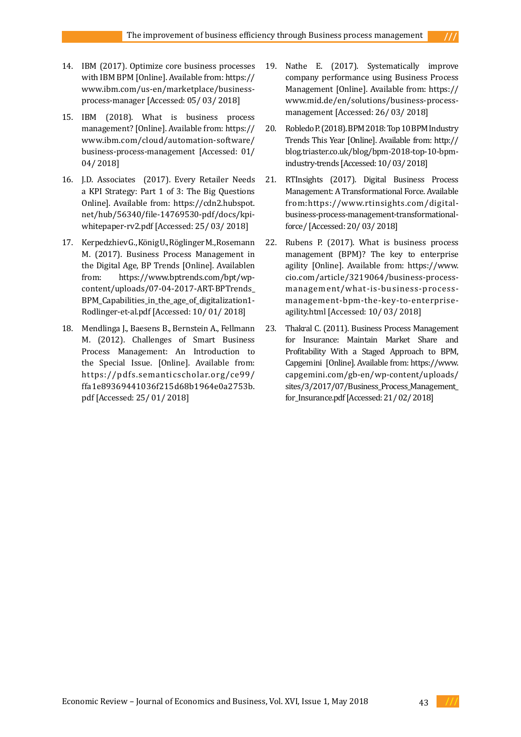14. IBM (2017). Optimize core business processes with IBM BPM [Online]. Available from: https://www.ibm.com/us-en/marketplace/business-process-manager [Accessed: 05/ 03/ 2018]

15. IBM (2018). What is business process management? [Online]. Available from: https://www.ibm.com/cloud/automation-software/business-process-management [Accessed: 01/ 04/ 2018]

16. J.D. Associates (2017). Every Retailer Needs a KPI Strategy: Part 1 of 3: The Big Questions Online]. Available from: https://cdn2.hubspot.net/hub/56340/file-14769530-pdf/docs/kpi-whitepaper-rv2.pdf [Accessed: 25/ 03/ 2018]

17. Kerpedzhiev G., König U., Röglinger M., Rosemann M. (2017). Business Process Management in the Digital Age, BP Trends [Online]. Availablen from: https://www.bptrends.com/bpt/wp-content/uploads/07-04-2017-ART-BPTrends_BPM_Capabilities_in_the_age_of_digitalization1-Rodlinger-et-al.pdf [Accessed: 10/ 01/ 2018]

18. Mendlinga J., Baesens B., Bernstein A., Fellmann M. (2012). Challenges of Smart Business Process Management: An Introduction to the Special Issue. [Online]. Available from: https://pdfs.semanticscholar.org/ce99/ffa1e89369441036f215d68b1964e0a2753b.pdf [Accessed: 25/ 01/ 2018]

19. Nathe E. (2017). Systematically improve company performance using Business Process Management [Online]. Available from: https://www.mid.de/en/solutions/business-process-management [Accessed: 26/ 03/ 2018]

20. Robledo P. (2018). BPM 2018: Top 10 BPM Industry Trends This Year [Online]. Available from: http://blog.triaster.co.uk/blog/bpm-2018-top-10-bpm-industry-trends [Accessed: 10/ 03/ 2018]

21. RTInsights (2017). Digital Business Process Management: A Transformational Force. Available from: https://www.rtinsights.com/digital-business-process-management-transformational-force/ [Accessed: 20/ 03/ 2018]

22. Rubens P. (2017). What is business process management (BPM)? The key to enterprise agility [Online]. Available from: https://www.cio.com/article/3219064/business-process-management/what-is-business-process-management-bpm-the-key-to-enterprise-agility.html [Accessed: 10/ 03/ 2018]

23. Thakral C. (2011). Business Process Management for Insurance: Maintain Market Share and Profitability With a Staged Approach to BPM, Capgemini [Online]. Available from: https://www.capgemini.com/gb-en/wp-content/uploads/sites/3/2017/07/Business_Process_Management_for_Insurance.pdf [Accessed: 21/ 02/ 2018]